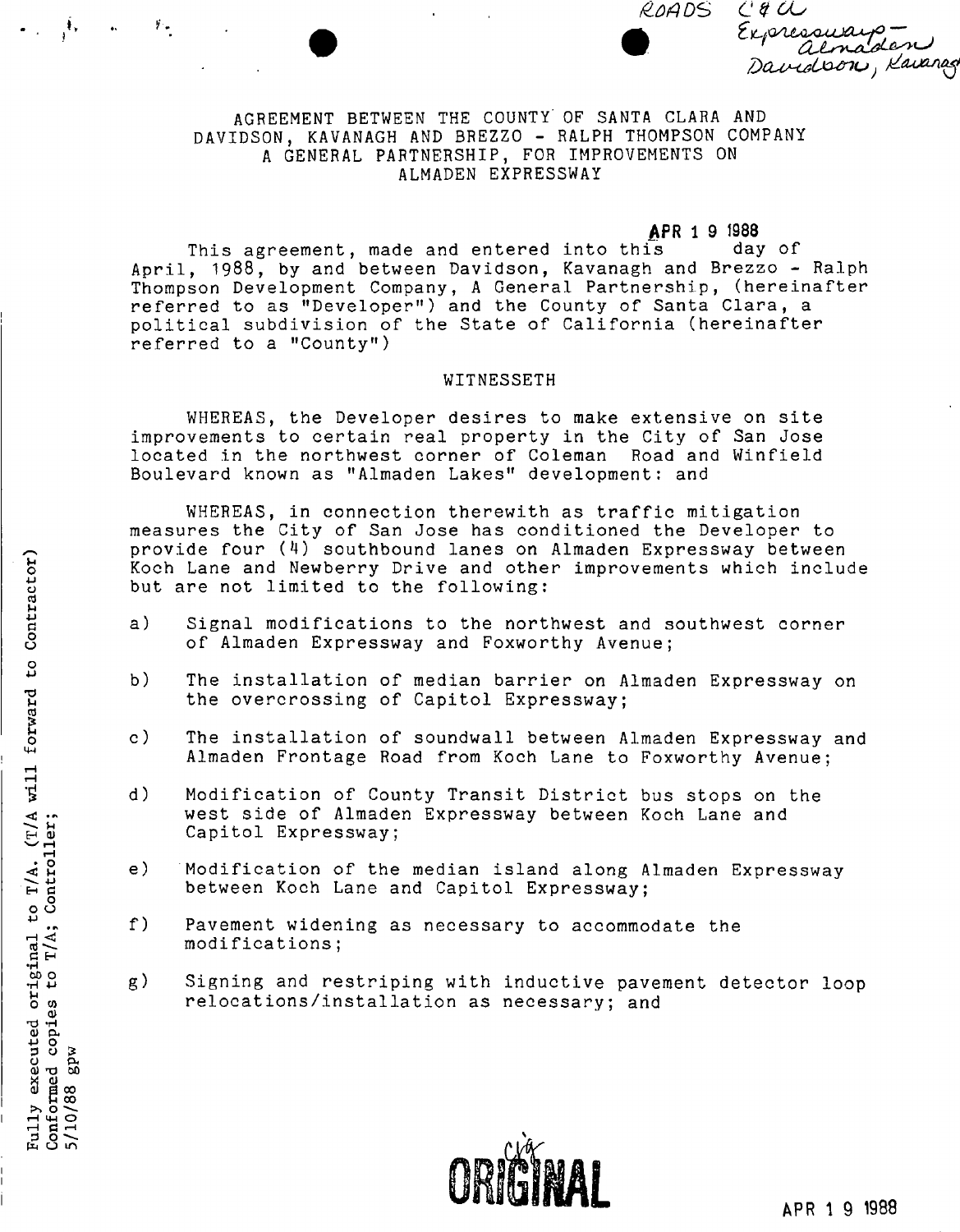AGREEMENT BETWEEN THE COUNTY OF SANTA CLARA AND DAVIDSON, KAVANAGH AND BREZZO - RALPH THOMPSON COMPANY A GENERAL PARTNERSHIP, FOR IMPROVEMENTS ON ALMADEN EXPRESSWAY

This agreement, made and entered into this APR 1 9 1988 day of April, 1988, by and between Davidson, Kavanagh and Brezzo - Ralph Thompson Development Company, A General Partnership, (hereinafter referred to as "Developer") and the County of Santa Clara, a political subdivision of the State of California (hereinafter referred to a "County")

WITNESSETH

WHEREAS, the Developer desires to make extensive on site improvements to certain real property in the City of San Jose located in the northwest corner of Coleman Road and Winfield Boulevard known as "Almaden Lakes" development: and

WHEREAS, in connection therewith as traffic mitigation measures the City of San Jose has conditioned the Developer to provide four (4) southbound lanes on Almaden Expressway between Koch Lane and Newberry Drive and other improvements which include but are not limited to the following:

a) Signal modifications to the northwest and southwest corner of Almaden Expressway and Foxworthy Avenue;

b) The installation of median barrier on Almaden Expressway on the overcrossing of Capitol Expressway;

c) The installation of soundwall between Almaden Expressway and Almaden Frontage Road from Koch Lane to Foxworthy Avenue;

d) Modification of County Transit District bus stops on the west side of Almaden Expressway between Koch Lane and Capitol Expressway;

e) Modification of the median island along Almaden Expressway between Koch Lane and Capitol Expressway;

f) Pavement widening as necessary to accommodate the modifications;

g) Signing and restriping with inductive pavement detector loop relocations/installation as necessary; and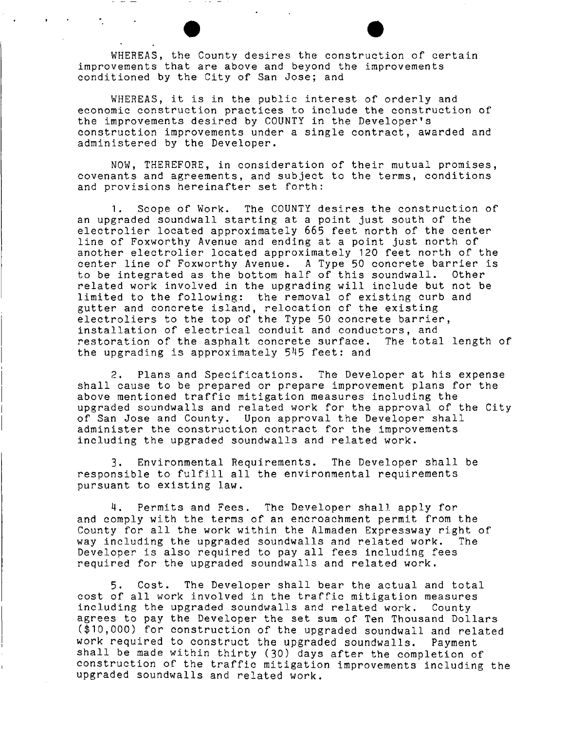WHEREAS, the County desires the construction of certain improvements that are above and beyond the improvements conditioned by the City of San Jose; and

WHEREAS, it is in the public interest of orderly and economic construction practices to include the construction of the improvements desired by COUNTY in the Developer's construction improvements under a single contract, awarded and administered by the Developer.

NOW, THEREFORE, in consideration of their mutual promises, covenants and agreements, and subject to the terms, conditions and provisions hereinafter set forth:

1. Scope of Work. The COUNTY desires the construction of an upgraded soundwall starting at a point just south of the electrolier located approximately 665 feet north of the center line of Foxworthy Avenue and ending at a point just north of another electrolier located approximately 120 feet north of the center line of Foxworthy Avenue. A Type 50 concrete barrier is to be integrated as the bottom half of this soundwall. Other related work involved in the upgrading will include but not be limited to the following: the removal of existing curb and gutter and concrete island, relocation of the existing electroliers to the top of the Type 50 concrete barrier, installation of electrical conduit and conductors, and restoration of the asphalt concrete surface. The total length of the upgrading is approximately 545 feet: and

2. Plans and Specifications. The Developer at his expense shall cause to be prepared or prepare improvement plans for the above mentioned traffic mitigation measures including the upgraded soundwalls and related work for the approval of the City of San Jose and County. Upon approval the Developer shall administer the construction contract for the improvements including the upgraded soundwalls and related work.

3. Environmental Requirements. The Developer shall be responsible to fulfill all the environmental requirements pursuant to existing law.

4. Permits and Fees. The Developer shall apply for and comply with the terms of an encroachment permit from the County for all the work within the Almaden Expressway right of way including the upgraded soundwalls and related work. The Developer is also required to pay all fees including fees required for the upgraded soundwalls and related work.

5. Cost. The Developer shall bear the actual and total cost of all work involved in the traffic mitigation measures including the upgraded soundwalls and related work. County agrees to pay the Developer the set sum of Ten Thousand Dollars ($10,000) for construction of the upgraded soundwall and related work required to construct the upgraded soundwalls. Payment shall be made within thirty (30) days after the completion of construction of the traffic mitigation improvements including the upgraded soundwalls and related work.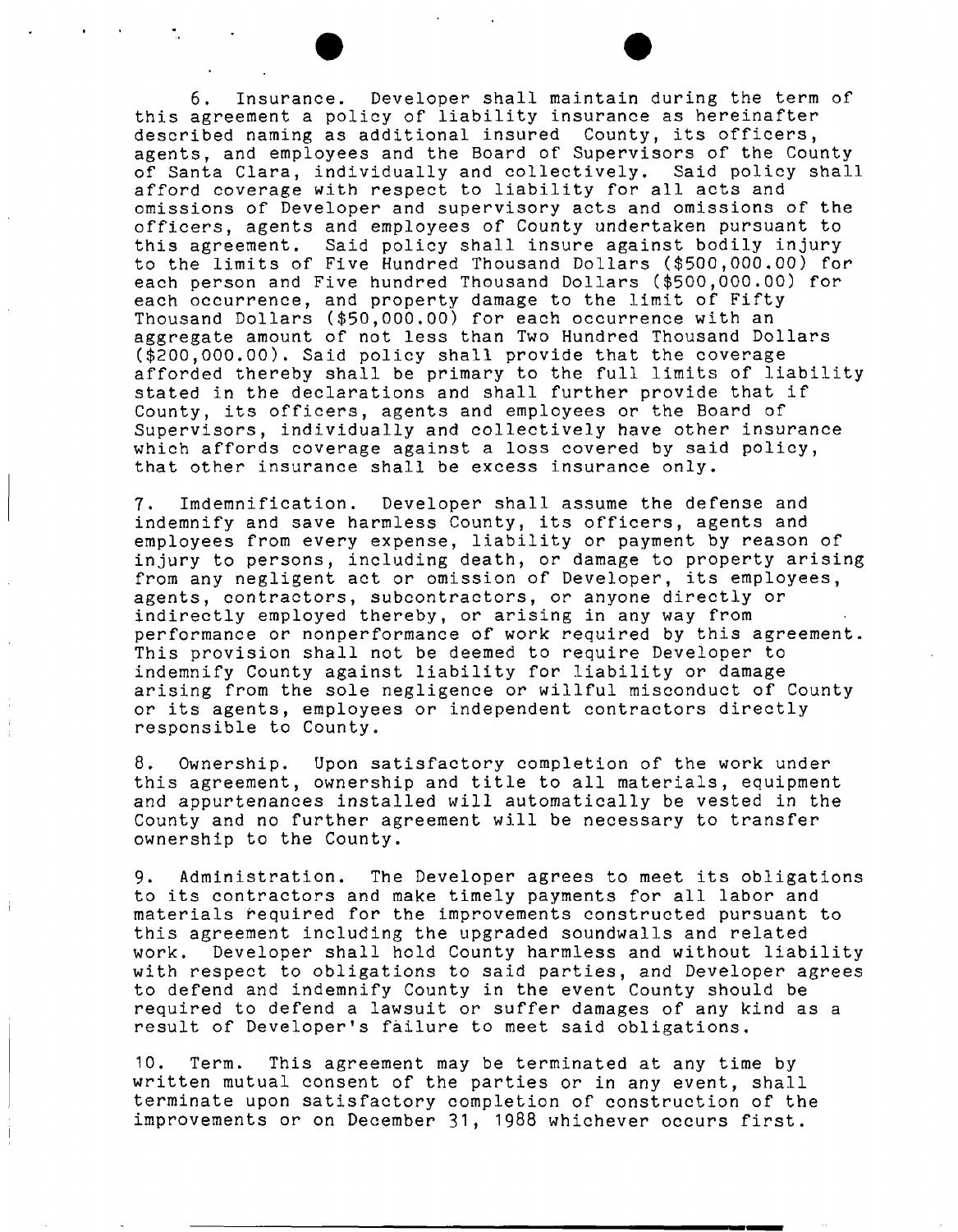6. Insurance. Developer shall maintain during the term of this agreement a policy of liability insurance as hereinafter described naming as additional insured County, its officers, agents, and employees and the Board of Supervisors of the County of Santa Clara, individually and collectively. Said policy shall afford coverage with respect to liability for all acts and omissions of Developer and supervisory acts and omissions of the officers, agents and employees of County undertaken pursuant to this agreement. Said policy shall insure against bodily injury to the limits of Five Hundred Thousand Dollars ($500,000.00) for each person and Five hundred Thousand Dollars ($500,000.00) for each occurrence, and property damage to the limit of Fifty Thousand Dollars ($50,000.00) for each occurrence with an aggregate amount of not less than Two Hundred Thousand Dollars ($200,000.00). Said policy shall provide that the coverage afforded thereby shall be primary to the full limits of liability stated in the declarations and shall further provide that if County, its officers, agents and employees or the Board of Supervisors, individually and collectively have other insurance which affords coverage against a loss covered by said policy, that other insurance shall be excess insurance only.

7. Imdemnification. Developer shall assume the defense and indemnify and save harmless County, its officers, agents and employees from every expense, liability or payment by reason of injury to persons, including death, or damage to property arising from any negligent act or omission of Developer, its employees, agents, contractors, subcontractors, or anyone directly or indirectly employed thereby, or arising in any way from performance or nonperformance of work required by this agreement. This provision shall not be deemed to require Developer to indemnify County against liability for liability or damage arising from the sole negligence or willful misconduct of County or its agents, employees or independent contractors directly responsible to County.

8. Ownership. Upon satisfactory completion of the work under this agreement, ownership and title to all materials, equipment and appurtenances installed will automatically be vested in the County and no further agreement will be necessary to transfer ownership to the County.

9. Administration. The Developer agrees to meet its obligations to its contractors and make timely payments for all labor and materials required for the improvements constructed pursuant to this agreement including the upgraded soundwalls and related work. Developer shall hold County harmless and without liability with respect to obligations to said parties, and Developer agrees to defend and indemnify County in the event County should be required to defend a lawsuit or suffer damages of any kind as a result of Developer's failure to meet said obligations.

10. Term. This agreement may be terminated at any time by written mutual consent of the parties or in any event, shall terminate upon satisfactory completion of construction of the improvements or on December 31, 1988 whichever occurs first.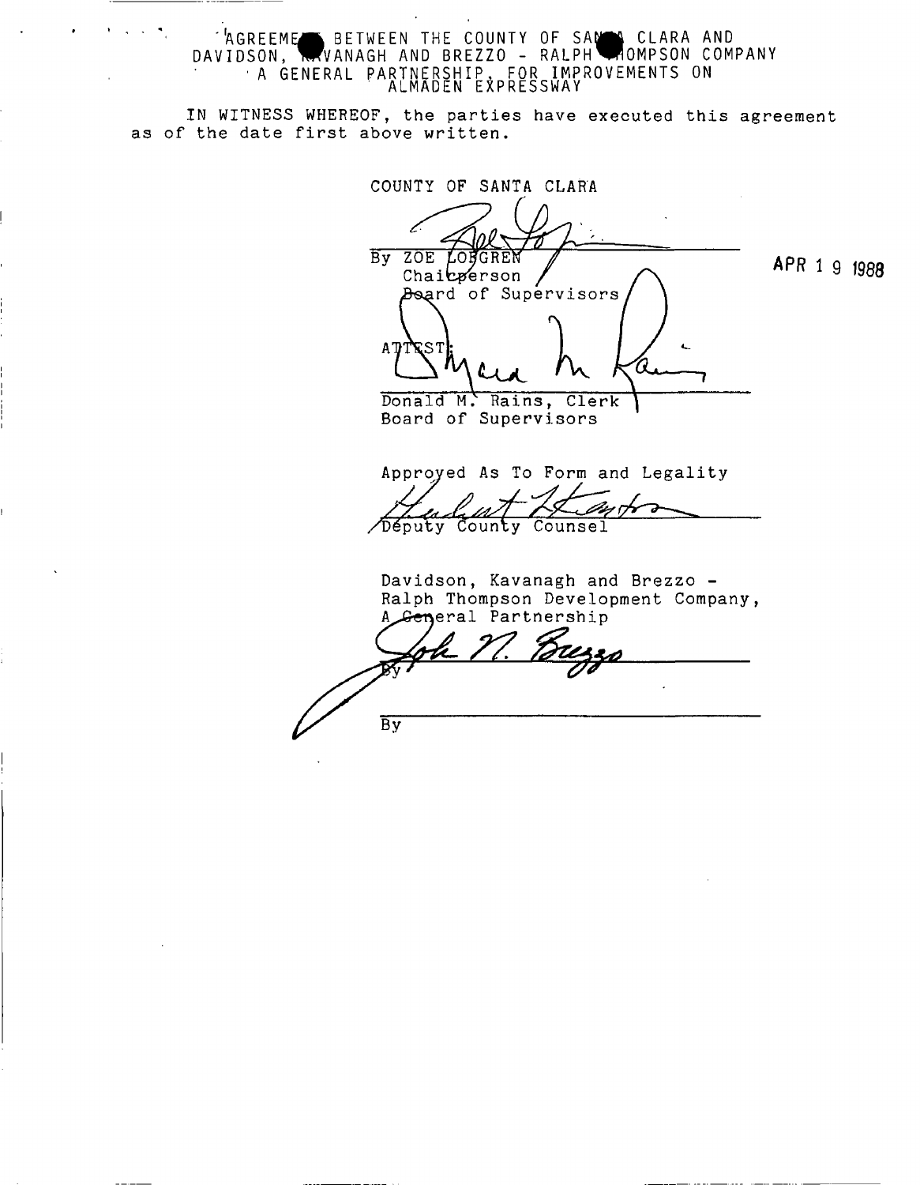AGREEMENT BETWEEN THE COUNTY OF SANTA CLARA AND DAVIDSON, KAVANAGH AND BREZZO - RALPH THOMPSON COMPANY A GENERAL PARTNERSHIP, FOR IMPROVEMENTS ON ALMADEN EXPRESSWAY

IN WITNESS WHEREOF, the parties have executed this agreement as of the date first above written.

COUNTY OF SANTA CLARA

By ZOE LOFGREN
Chairperson
Board of Supervisors

APR 1 9 1988

ATTEST:

Donald M. Rains, Clerk
Board of Supervisors

Approved As To Form and Legality

Deputy County Counsel

Davidson, Kavanagh and Brezzo - Ralph Thompson Development Company, A General Partnership

By

By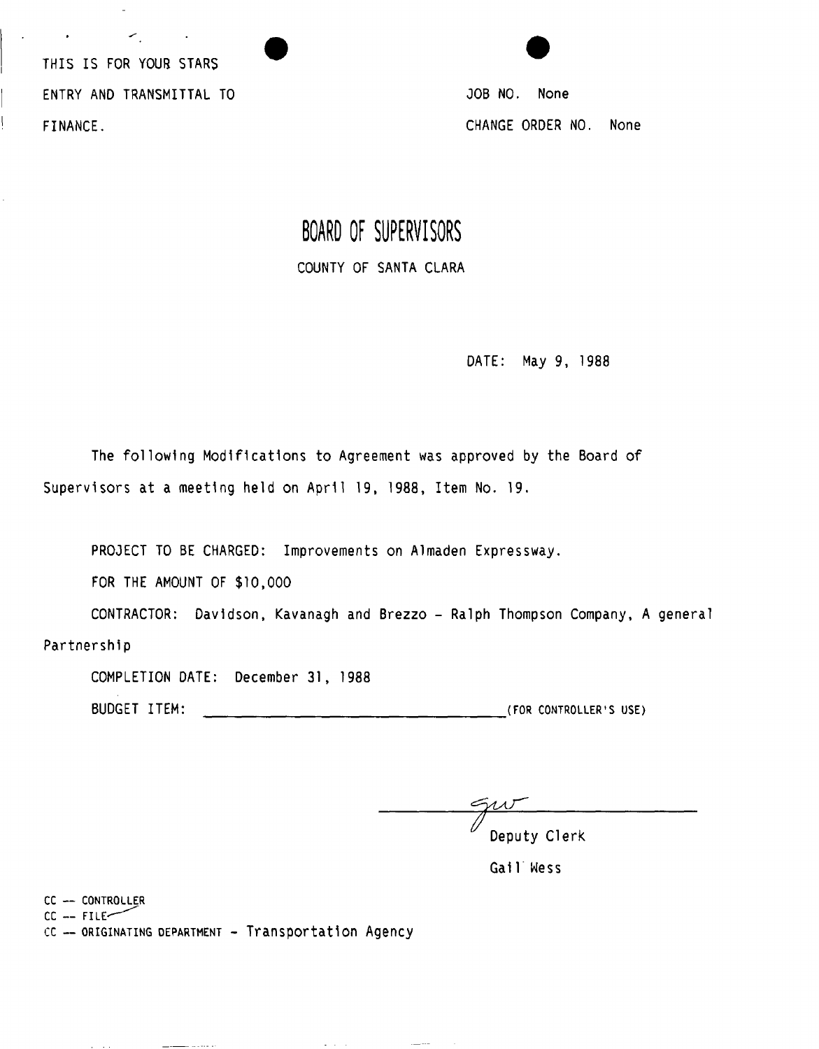THIS IS FOR YOUR STARS
ENTRY AND TRANSMITTAL TO
FINANCE.

JOB NO. None
CHANGE ORDER NO. None

# BOARD OF SUPERVISORS

COUNTY OF SANTA CLARA

DATE: May 9, 1988

The following Modifications to Agreement was approved by the Board of Supervisors at a meeting held on April 19, 1988, Item No. 19.

PROJECT TO BE CHARGED: Improvements on Almaden Expressway.

FOR THE AMOUNT OF $10,000

CONTRACTOR: Davidson, Kavanagh and Brezzo - Ralph Thompson Company, A general Partnership

COMPLETION DATE: December 31, 1988

BUDGET ITEM: ______________________________ (FOR CONTROLLER'S USE)

gw
Deputy Clerk
Gail Wess

CC -- CONTROLLER
CC -- FILE
CC -- ORIGINATING DEPARTMENT - Transportation Agency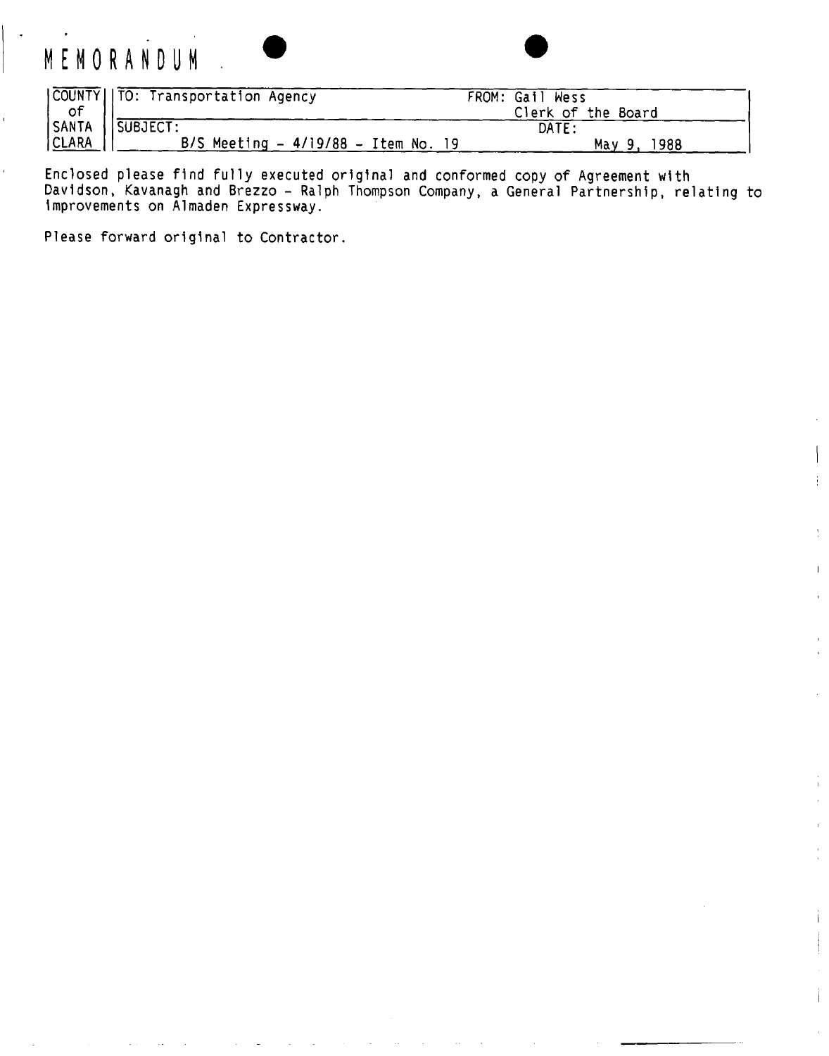# MEMORANDUM

| COUNTY of SANTA CLARA | TO: Transportation Agency | FROM: Gail Wess Clerk of the Board |
|---|---|---|
| | SUBJECT: B/S Meeting - 4/19/88 - Item No. 19 | DATE: May 9, 1988 |

Enclosed please find fully executed original and conformed copy of Agreement with Davidson, Kavanagh and Brezzo - Ralph Thompson Company, a General Partnership, relating to improvements on Almaden Expressway.

Please forward original to Contractor.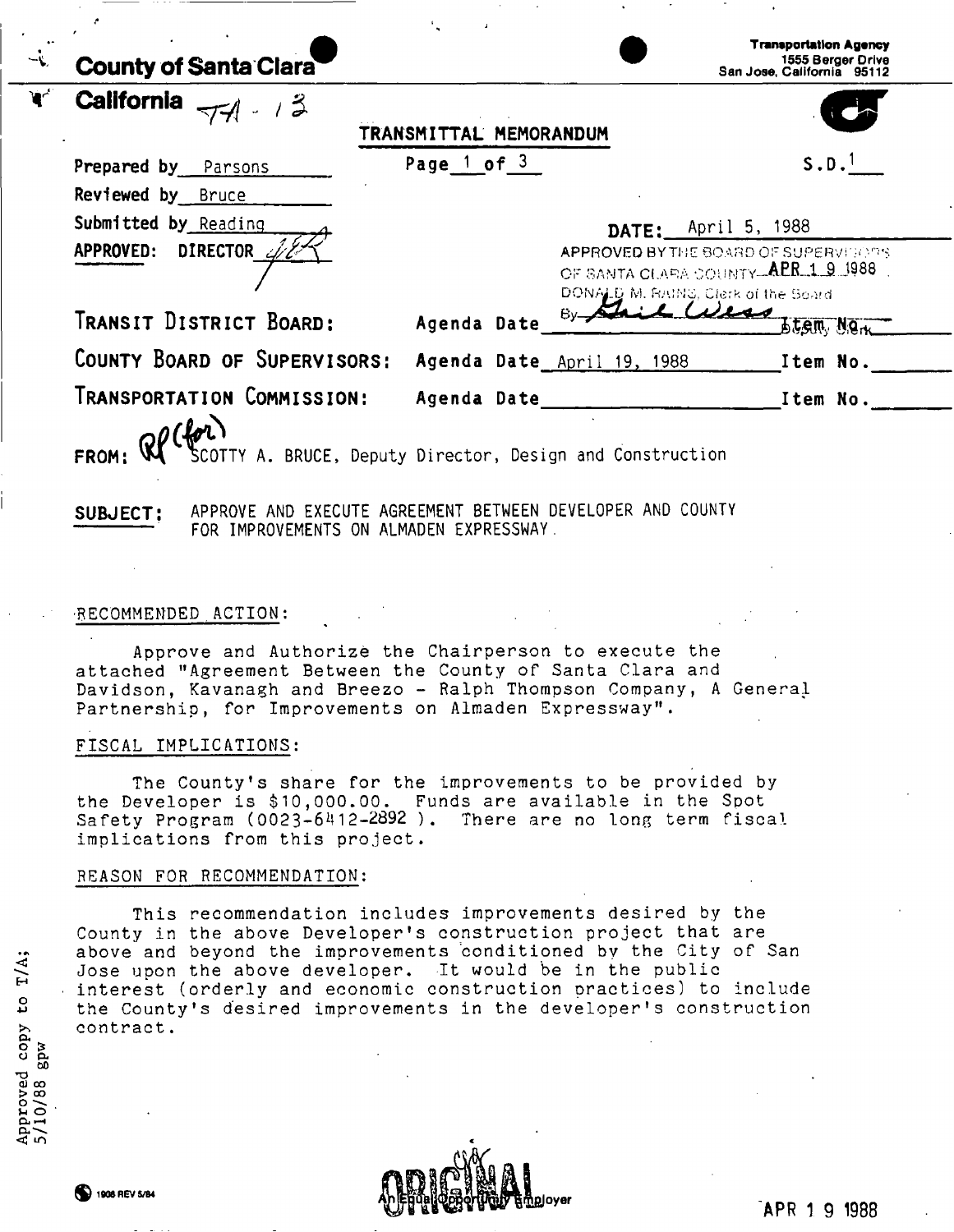**County of Santa Clara**
**California** TA - 13

**Transportation Agency**
1555 Berger Drive
San Jose, California 95112

## TRANSMITTAL MEMORANDUM

Prepared by Parsons  Page 1 of 3  S.D. 1

Reviewed by Bruce

Submitted by Reading  **DATE:** April 5, 1988

**APPROVED: DIRECTOR**

APPROVED BY THE BOARD OF SUPERVISORS OF SANTA CLARA COUNTY APR 19 1988
DONALD M. RAINS, Clerk of the Board
By Gail Weiss, Deputy Clerk

TRANSIT DISTRICT BOARD: Agenda Date ______ Item No. ______

COUNTY BOARD OF SUPERVISORS: Agenda Date April 19, 1988 Item No. ______

TRANSPORTATION COMMISSION: Agenda Date ______ Item No. ______

**FROM:** RP (for) SCOTTY A. BRUCE, Deputy Director, Design and Construction

**SUBJECT:** APPROVE AND EXECUTE AGREEMENT BETWEEN DEVELOPER AND COUNTY FOR IMPROVEMENTS ON ALMADEN EXPRESSWAY.

RECOMMENDED ACTION:

Approve and Authorize the Chairperson to execute the attached "Agreement Between the County of Santa Clara and Davidson, Kavanagh and Breezo - Ralph Thompson Company, A General Partnership, for Improvements on Almaden Expressway".

FISCAL IMPLICATIONS:

The County's share for the improvements to be provided by the Developer is $10,000.00. Funds are available in the Spot Safety Program (0023-6412-2892 ). There are no long term fiscal implications from this project.

REASON FOR RECOMMENDATION:

This recommendation includes improvements desired by the County in the above Developer's construction project that are above and beyond the improvements conditioned by the City of San Jose upon the above developer. It would be in the public interest (orderly and economic construction practices) to include the County's desired improvements in the developer's construction contract.

Approved copy to T/A; 5/10/88 gpw

ORIGINAL

An Equal Opportunity Employer

1906 REV 5/84

APR 19 1988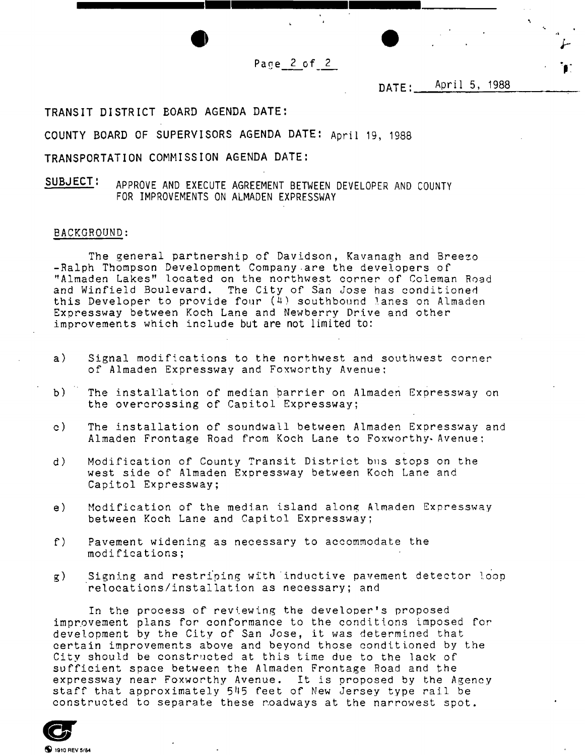DATE: April 5, 1988

TRANSIT DISTRICT BOARD AGENDA DATE:

COUNTY BOARD OF SUPERVISORS AGENDA DATE: April 19, 1988

TRANSPORTATION COMMISSION AGENDA DATE:

**SUBJECT:** APPROVE AND EXECUTE AGREEMENT BETWEEN DEVELOPER AND COUNTY FOR IMPROVEMENTS ON ALMADEN EXPRESSWAY

BACKGROUND:

The general partnership of Davidson, Kavanagh and Breezo -Ralph Thompson Development Company are the developers of "Almaden Lakes" located on the northwest corner of Coleman Road and Winfield Boulevard. The City of San Jose has conditioned this Developer to provide four (4) southbound lanes on Almaden Expressway between Koch Lane and Newberry Drive and other improvements which include but are not limited to:

a) Signal modifications to the northwest and southwest corner of Almaden Expressway and Foxworthy Avenue;

b) The installation of median barrier on Almaden Expressway on the overcrossing of Capitol Expressway;

c) The installation of soundwall between Almaden Expressway and Almaden Frontage Road from Koch Lane to Foxworthy Avenue;

d) Modification of County Transit District bus stops on the west side of Almaden Expressway between Koch Lane and Capitol Expressway;

e) Modification of the median island along Almaden Expressway between Koch Lane and Capitol Expressway;

f) Pavement widening as necessary to accommodate the modifications;

g) Signing and restriping with inductive pavement detector loop relocations/installation as necessary; and

In the process of reviewing the developer's proposed improvement plans for conformance to the conditions imposed for development by the City of San Jose, it was determined that certain improvements above and beyond those conditioned by the City should be constructed at this time due to the lack of sufficient space between the Almaden Frontage Road and the expressway near Foxworthy Avenue. It is proposed by the Agency staff that approximately 545 feet of New Jersey type rail be constructed to separate these roadways at the narrowest spot.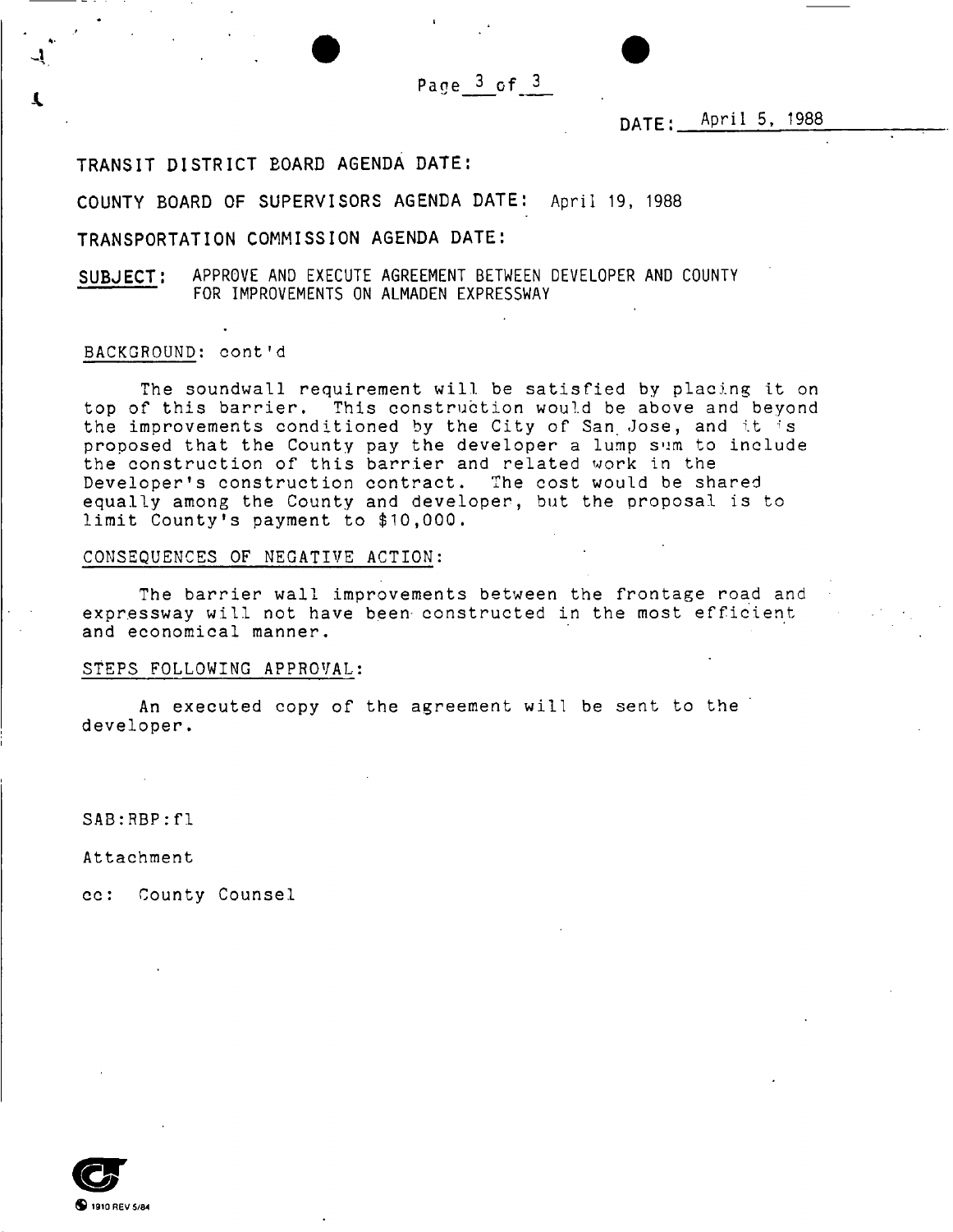DATE: April 5, 1988

TRANSIT DISTRICT BOARD AGENDA DATE:

COUNTY BOARD OF SUPERVISORS AGENDA DATE: April 19, 1988

TRANSPORTATION COMMISSION AGENDA DATE:

**SUBJECT:** APPROVE AND EXECUTE AGREEMENT BETWEEN DEVELOPER AND COUNTY FOR IMPROVEMENTS ON ALMADEN EXPRESSWAY

BACKGROUND: cont'd

The soundwall requirement will be satisfied by placing it on top of this barrier. This construction would be above and beyond the improvements conditioned by the City of San Jose, and it is proposed that the County pay the developer a lump sum to include the construction of this barrier and related work in the Developer's construction contract. The cost would be shared equally among the County and developer, but the proposal is to limit County's payment to $10,000.

CONSEQUENCES OF NEGATIVE ACTION:

The barrier wall improvements between the frontage road and expressway will not have been constructed in the most efficient and economical manner.

STEPS FOLLOWING APPROVAL:

An executed copy of the agreement will be sent to the developer.

SAB:RBP:fl

Attachment

cc: County Counsel

1910 REV 5/84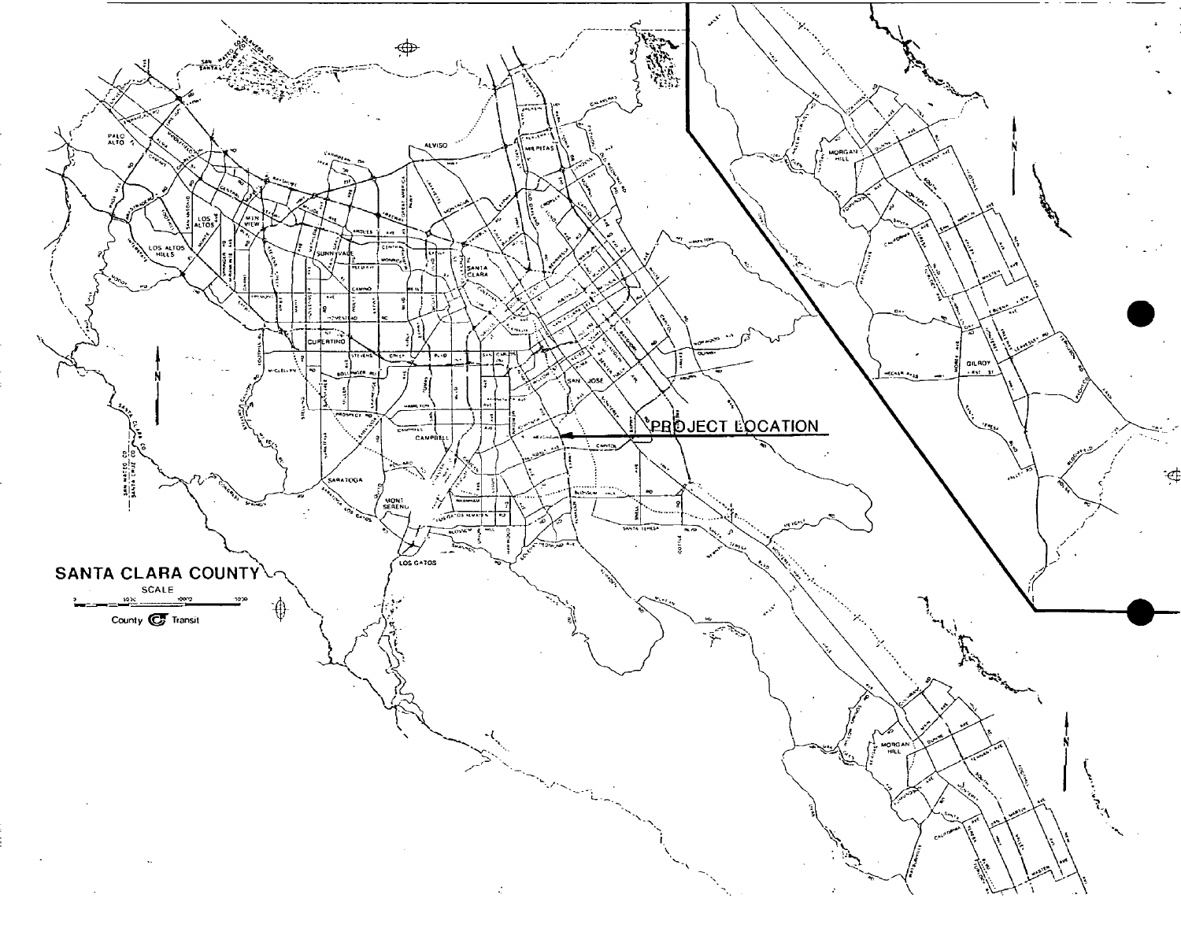SANTA CLARA COUNTY

SCALE

County Transit

PROJECT LOCATION